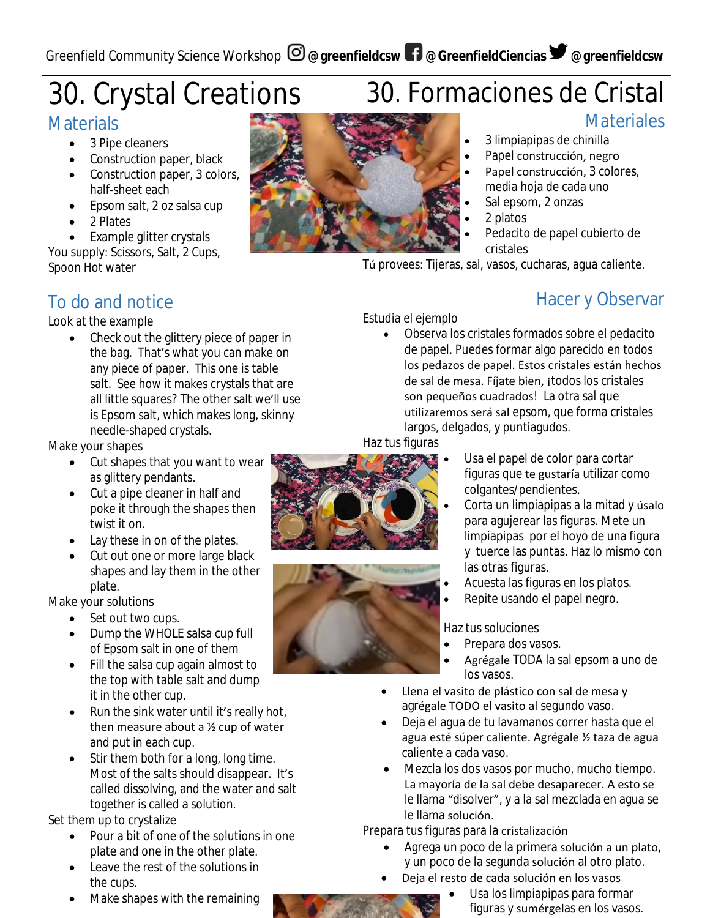Greenfield Community Science Workshop @greenfieldcsw @GreenfieldCiencias @greenfieldcsw

# 30. Crystal Creations

## Materials

- 3 Pipe cleaners
- Construction paper, black
- Construction paper, 3 colors, half-sheet each
- Epsom salt, 2 oz salsa cup
- 2 Plates
- Example glitter crystals

You supply: Scissors, Salt, 2 Cups, Spoon Hot water

## To do and notice

Look at the example

- Check out the glittery piece of paper in the bag. That's what you can make on any piece of paper. This one is table salt. See how it makes crystals that are all little squares? The other salt we'll use is Epsom salt, which makes long, skinny needle-shaped crystals.

Make your shapes

- Cut shapes that you want to wear as glittery pendants.
- Cut a pipe cleaner in half and poke it through the shapes then twist it on.
- Lay these in on of the plates.
- Cut out one or more large black shapes and lay them in the other plate.

Make your solutions

- Set out two cups.
- Dump the WHOLE salsa cup full of Epsom salt in one of them
- Fill the salsa cup again almost to the top with table salt and dump it in the other cup.
- Run the sink water until it's really hot, then measure about a ½ cup of water and put in each cup.
- Stir them both for a long, long time. Most of the salts should disappear. It's called dissolving, and the water and salt together is called a solution.

Set them up to crystalize

- Pour a bit of one of the solutions in one plate and one in the other plate.
- Leave the rest of the solutions in the cups.
- Make shapes with the remaining

# 30. Formaciones de Cristal

## Materiales

- 3 limpiapipas de chinilla
- Papel construcción, negro
- Papel construcción, 3 colores, media hoja de cada uno
- Sal epsom, 2 onzas
- 2 platos
- Pedacito de papel cubierto de cristales

Tú provees: Tijeras, sal, vasos, cucharas, agua caliente.

## Hacer y Observar

Estudia el ejemplo

- Observa los cristales formados sobre el pedacito de papel. Puedes formar algo parecido en todos los pedazos de papel. Estos cristales están hechos de sal de mesa. Fíjate bien, ¡todos los cristales son pequeños cuadrados! La otra sal que utilizaremos será sal epsom, que forma cristales largos, delgados, y puntiagudos.

Haz tus figuras

- Usa el papel de color para cortar figuras que te gustaría utilizar como colgantes/pendientes.
- Corta un limpiapipas a la mitad y úsalo para agujerear las figuras. Mete un limpiapipas por el hoyo de una figura y tuerce las puntas. Haz lo mismo con las otras figuras.
- Acuesta las figuras en los platos.
- Repite usando el papel negro.

Haz tus soluciones

- Prepara dos vasos.
- Agrégale TODA la sal epsom a uno de los vasos.
- Llena el vasito de plástico con sal de mesa y agrégale TODO el vasito al segundo vaso.
- Deja el agua de tu lavamanos correr hasta que el agua esté súper caliente. Agrégale ½ taza de agua caliente a cada vaso.
- Mezcla los dos vasos por mucho, mucho tiempo. La mayoría de la sal debe desaparecer. A esto se le llama "disolver", y a la sal mezclada en agua se le llama solución.

Prepara tus figuras para la cristalización

- Agrega un poco de la primera solución a un plato, y un poco de la segunda solución al otro plato.
- Deja el resto de cada solución en los vasos
- Usa los limpiapipas para formar figuras y sumérgelas en los vasos.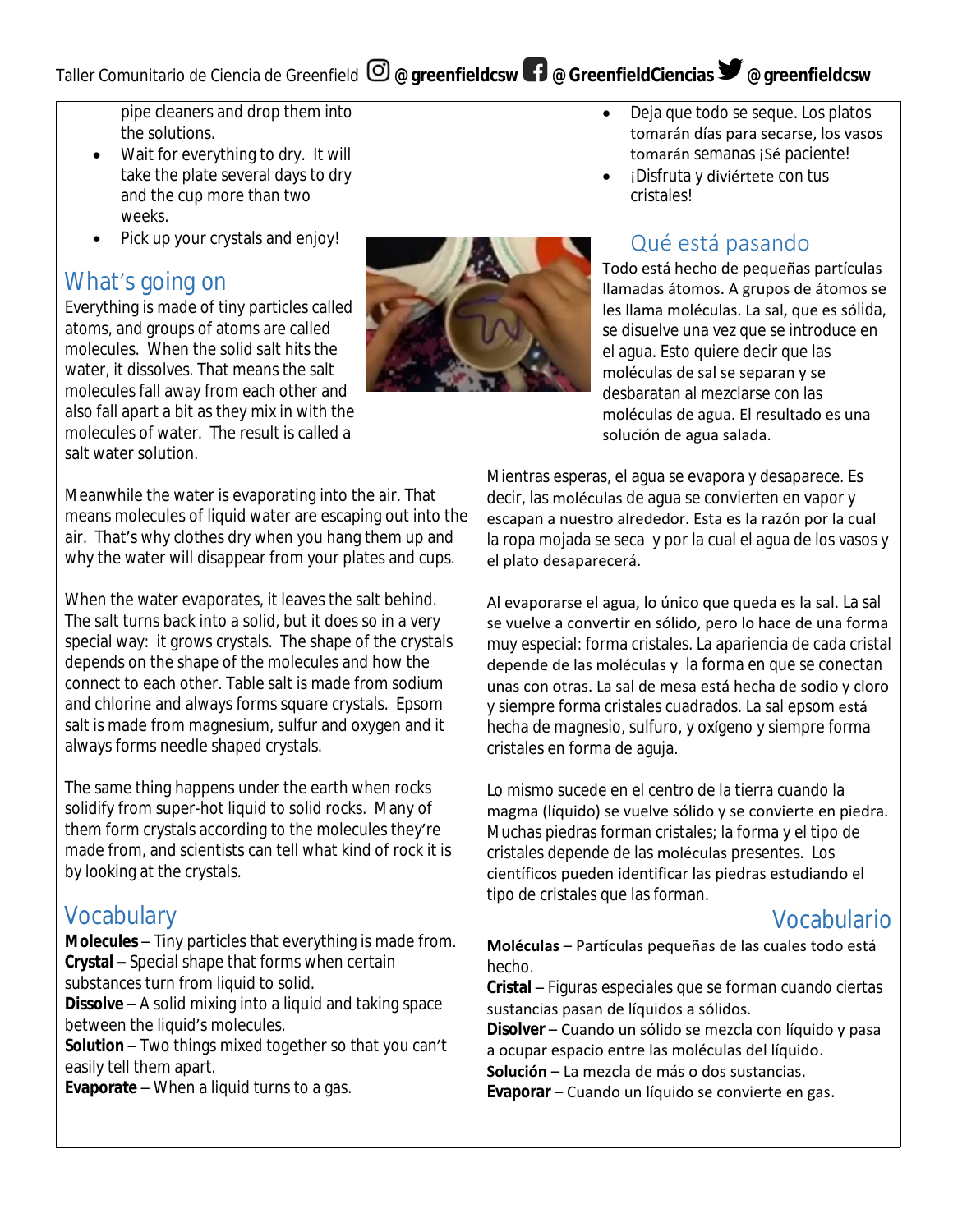pipe cleaners and drop them into the solutions.

- Wait for everything to dry. It will take the plate several days to dry and the cup more than two weeks.
- Pick up your crystals and enjoy!

## What's going on

Everything is made of tiny particles called atoms, and groups of atoms are called molecules. When the solid salt hits the water, it dissolves. That means the salt molecules fall away from each other and also fall apart a bit as they mix in with the molecules of water. The result is called a salt water solution.

Meanwhile the water is evaporating into the air. That means molecules of liquid water are escaping out into the air. That's why clothes dry when you hang them up and why the water will disappear from your plates and cups.

When the water evaporates, it leaves the salt behind. The salt turns back into a solid, but it does so in a very special way: it grows crystals. The shape of the crystals depends on the shape of the molecules and how the connect to each other. Table salt is made from sodium and chlorine and always forms square crystals. Epsom salt is made from magnesium, sulfur and oxygen and it always forms needle shaped crystals.

The same thing happens under the earth when rocks solidify from super-hot liquid to solid rocks. Many of them form crystals according to the molecules they're made from, and scientists can tell what kind of rock it is by looking at the crystals.

## Vocabulary

**Molecules** – Tiny particles that everything is made from.
**Crystal –** Special shape that forms when certain substances turn from liquid to solid.
**Dissolve** – A solid mixing into a liquid and taking space between the liquid's molecules.
**Solution** – Two things mixed together so that you can't easily tell them apart.
**Evaporate** – When a liquid turns to a gas.

- Deja que todo se seque. Los platos tomarán días para secarse, los vasos tomarán semanas ¡Sé paciente!
- ¡Disfruta y diviértete con tus cristales!

## Qué está pasando

Todo está hecho de pequeñas partículas llamadas átomos. A grupos de átomos se les llama moléculas. La sal, que es sólida, se disuelve una vez que se introduce en el agua. Esto quiere decir que las moléculas de sal se separan y se desbaratan al mezclarse con las moléculas de agua. El resultado es una solución de agua salada.

Mientras esperas, el agua se evapora y desaparece. Es decir, las moléculas de agua se convierten en vapor y escapan a nuestro alrededor. Esta es la razón por la cual la ropa mojada se seca y por la cual el agua de los vasos y el plato desaparecerá.

Al evaporarse el agua, lo único que queda es la sal. La sal se vuelve a convertir en sólido, pero lo hace de una forma muy especial: forma cristales. La apariencia de cada cristal depende de las moléculas y la forma en que se conectan unas con otras. La sal de mesa está hecha de sodio y cloro y siempre forma cristales cuadrados. La sal epsom está hecha de magnesio, sulfuro, y oxígeno y siempre forma cristales en forma de aguja.

Lo mismo sucede en el centro de la tierra cuando la magma (líquido) se vuelve sólido y se convierte en piedra. Muchas piedras forman cristales; la forma y el tipo de cristales depende de las moléculas presentes. Los científicos pueden identificar las piedras estudiando el tipo de cristales que las forman.

## Vocabulario

**Moléculas** – Partículas pequeñas de las cuales todo está hecho.
**Cristal** – Figuras especiales que se forman cuando ciertas sustancias pasan de líquidos a sólidos.
**Disolver** – Cuando un sólido se mezcla con líquido y pasa a ocupar espacio entre las moléculas del líquido.
**Solución** – La mezcla de más o dos sustancias.
**Evaporar** – Cuando un líquido se convierte en gas.